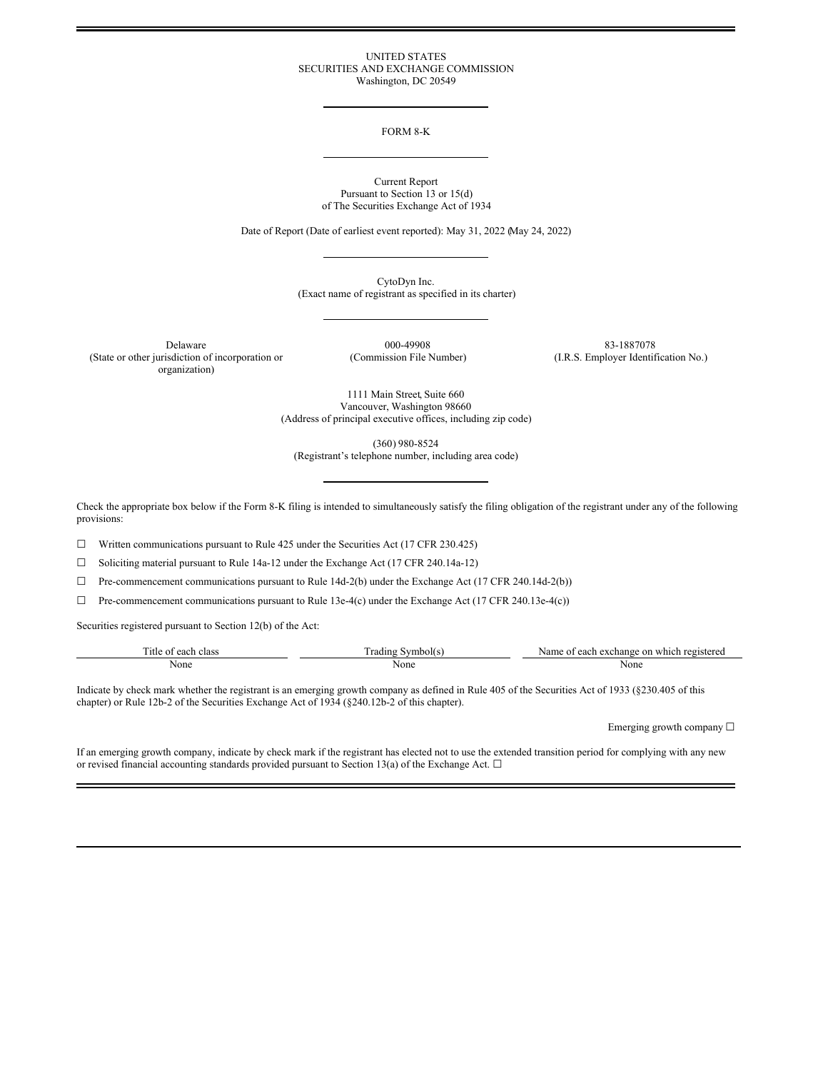UNITED STATES
SECURITIES AND EXCHANGE COMMISSION
Washington, DC 20549

---

FORM 8-K

---

Current Report
Pursuant to Section 13 or 15(d)
of The Securities Exchange Act of 1934

Date of Report (Date of earliest event reported): May 31, 2022 (May 24, 2022)

---

CytoDyn Inc.
(Exact name of registrant as specified in its charter)

---

| Delaware | 000-49908 | 83-1887078 |
|---|---|---|
| (State or other jurisdiction of incorporation or organization) | (Commission File Number) | (I.R.S. Employer Identification No.) |

1111 Main Street, Suite 660
Vancouver, Washington 98660
(Address of principal executive offices, including zip code)

(360) 980-8524
(Registrant's telephone number, including area code)

---

Check the appropriate box below if the Form 8-K filing is intended to simultaneously satisfy the filing obligation of the registrant under any of the following provisions:

☐ Written communications pursuant to Rule 425 under the Securities Act (17 CFR 230.425)

☐ Soliciting material pursuant to Rule 14a-12 under the Exchange Act (17 CFR 240.14a-12)

☐ Pre-commencement communications pursuant to Rule 14d-2(b) under the Exchange Act (17 CFR 240.14d-2(b))

☐ Pre-commencement communications pursuant to Rule 13e-4(c) under the Exchange Act (17 CFR 240.13e-4(c))

Securities registered pursuant to Section 12(b) of the Act:

| Title of each class | Trading Symbol(s) | Name of each exchange on which registered |
|---|---|---|
| None | None | None |

Indicate by check mark whether the registrant is an emerging growth company as defined in Rule 405 of the Securities Act of 1933 (§230.405 of this chapter) or Rule 12b-2 of the Securities Exchange Act of 1934 (§240.12b-2 of this chapter).

Emerging growth company ☐

If an emerging growth company, indicate by check mark if the registrant has elected not to use the extended transition period for complying with any new or revised financial accounting standards provided pursuant to Section 13(a) of the Exchange Act. ☐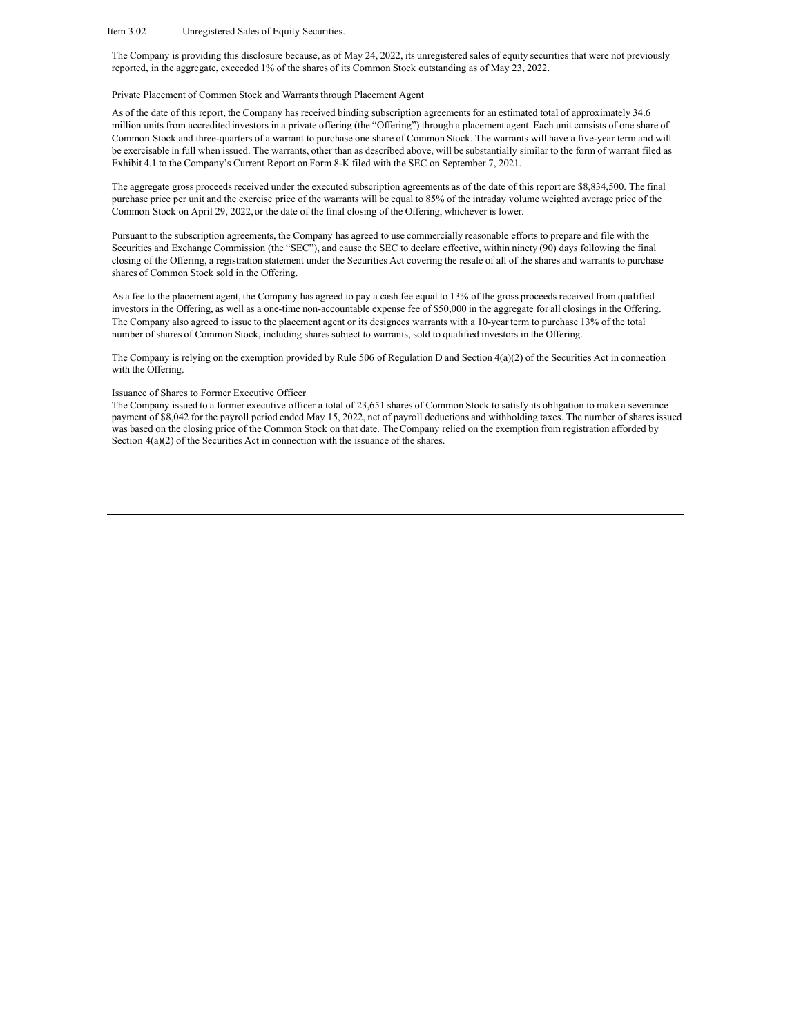Item 3.02 Unregistered Sales of Equity Securities.

The Company is providing this disclosure because, as of May 24, 2022, its unregistered sales of equity securities that were not previously reported, in the aggregate, exceeded 1% of the shares of its Common Stock outstanding as of May 23, 2022.

Private Placement of Common Stock and Warrants through Placement Agent

As of the date of this report, the Company has received binding subscription agreements for an estimated total of approximately 34.6 million units from accredited investors in a private offering (the "Offering") through a placement agent. Each unit consists of one share of Common Stock and three-quarters of a warrant to purchase one share of Common Stock. The warrants will have a five-year term and will be exercisable in full when issued. The warrants, other than as described above, will be substantially similar to the form of warrant filed as Exhibit 4.1 to the Company's Current Report on Form 8-K filed with the SEC on September 7, 2021.

The aggregate gross proceeds received under the executed subscription agreements as of the date of this report are $8,834,500. The final purchase price per unit and the exercise price of the warrants will be equal to 85% of the intraday volume weighted average price of the Common Stock on April 29, 2022, or the date of the final closing of the Offering, whichever is lower.

Pursuant to the subscription agreements, the Company has agreed to use commercially reasonable efforts to prepare and file with the Securities and Exchange Commission (the "SEC"), and cause the SEC to declare effective, within ninety (90) days following the final closing of the Offering, a registration statement under the Securities Act covering the resale of all of the shares and warrants to purchase shares of Common Stock sold in the Offering.

As a fee to the placement agent, the Company has agreed to pay a cash fee equal to 13% of the gross proceeds received from qualified investors in the Offering, as well as a one-time non-accountable expense fee of $50,000 in the aggregate for all closings in the Offering. The Company also agreed to issue to the placement agent or its designees warrants with a 10-year term to purchase 13% of the total number of shares of Common Stock, including shares subject to warrants, sold to qualified investors in the Offering.

The Company is relying on the exemption provided by Rule 506 of Regulation D and Section 4(a)(2) of the Securities Act in connection with the Offering.

Issuance of Shares to Former Executive Officer

The Company issued to a former executive officer a total of 23,651 shares of Common Stock to satisfy its obligation to make a severance payment of $8,042 for the payroll period ended May 15, 2022, net of payroll deductions and withholding taxes. The number of shares issued was based on the closing price of the Common Stock on that date. The Company relied on the exemption from registration afforded by Section 4(a)(2) of the Securities Act in connection with the issuance of the shares.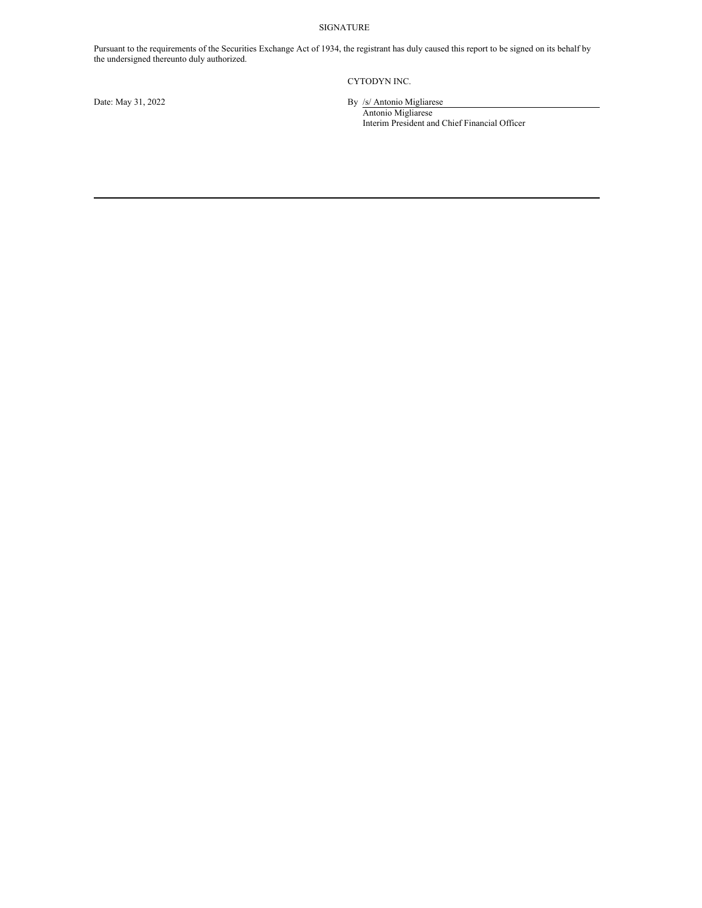SIGNATURE

Pursuant to the requirements of the Securities Exchange Act of 1934, the registrant has duly caused this report to be signed on its behalf by the undersigned thereunto duly authorized.

CYTODYN INC.

Date: May 31, 2022

By /s/ Antonio Migliarese
Antonio Migliarese
Interim President and Chief Financial Officer